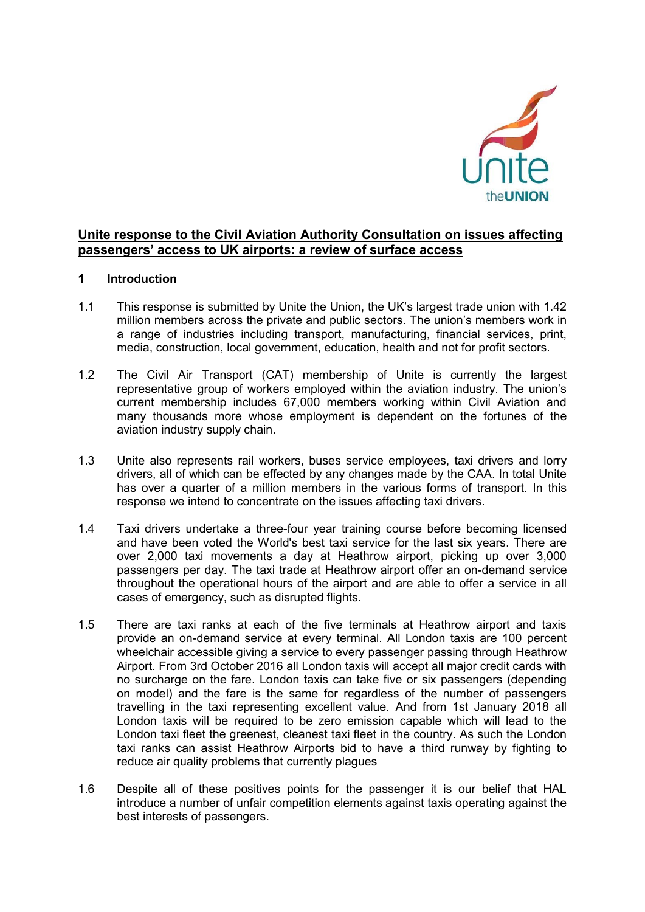**Unite response to the Civil Aviation Authority Consultation on issues affecting passengers' access to UK airports: a review of surface access**

## 1 Introduction

1.1 This response is submitted by Unite the Union, the UK's largest trade union with 1.42 million members across the private and public sectors. The union's members work in a range of industries including transport, manufacturing, financial services, print, media, construction, local government, education, health and not for profit sectors.

1.2 The Civil Air Transport (CAT) membership of Unite is currently the largest representative group of workers employed within the aviation industry. The union's current membership includes 67,000 members working within Civil Aviation and many thousands more whose employment is dependent on the fortunes of the aviation industry supply chain.

1.3 Unite also represents rail workers, buses service employees, taxi drivers and lorry drivers, all of which can be effected by any changes made by the CAA. In total Unite has over a quarter of a million members in the various forms of transport. In this response we intend to concentrate on the issues affecting taxi drivers.

1.4 Taxi drivers undertake a three-four year training course before becoming licensed and have been voted the World's best taxi service for the last six years. There are over 2,000 taxi movements a day at Heathrow airport, picking up over 3,000 passengers per day. The taxi trade at Heathrow airport offer an on-demand service throughout the operational hours of the airport and are able to offer a service in all cases of emergency, such as disrupted flights.

1.5 There are taxi ranks at each of the five terminals at Heathrow airport and taxis provide an on-demand service at every terminal. All London taxis are 100 percent wheelchair accessible giving a service to every passenger passing through Heathrow Airport. From 3rd October 2016 all London taxis will accept all major credit cards with no surcharge on the fare. London taxis can take five or six passengers (depending on model) and the fare is the same for regardless of the number of passengers travelling in the taxi representing excellent value. And from 1st January 2018 all London taxis will be required to be zero emission capable which will lead to the London taxi fleet the greenest, cleanest taxi fleet in the country. As such the London taxi ranks can assist Heathrow Airports bid to have a third runway by fighting to reduce air quality problems that currently plagues

1.6 Despite all of these positives points for the passenger it is our belief that HAL introduce a number of unfair competition elements against taxis operating against the best interests of passengers.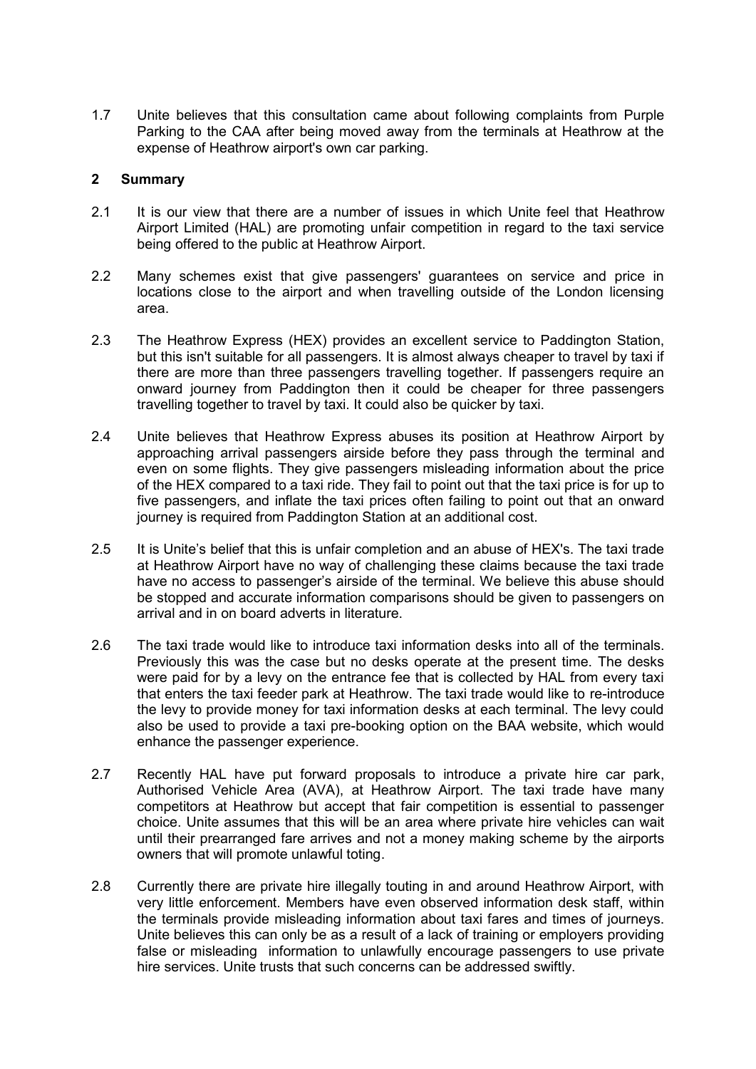1.7 Unite believes that this consultation came about following complaints from Purple Parking to the CAA after being moved away from the terminals at Heathrow at the expense of Heathrow airport's own car parking.

## 2 Summary

2.1 It is our view that there are a number of issues in which Unite feel that Heathrow Airport Limited (HAL) are promoting unfair competition in regard to the taxi service being offered to the public at Heathrow Airport.

2.2 Many schemes exist that give passengers' guarantees on service and price in locations close to the airport and when travelling outside of the London licensing area.

2.3 The Heathrow Express (HEX) provides an excellent service to Paddington Station, but this isn't suitable for all passengers. It is almost always cheaper to travel by taxi if there are more than three passengers travelling together. If passengers require an onward journey from Paddington then it could be cheaper for three passengers travelling together to travel by taxi. It could also be quicker by taxi.

2.4 Unite believes that Heathrow Express abuses its position at Heathrow Airport by approaching arrival passengers airside before they pass through the terminal and even on some flights. They give passengers misleading information about the price of the HEX compared to a taxi ride. They fail to point out that the taxi price is for up to five passengers, and inflate the taxi prices often failing to point out that an onward journey is required from Paddington Station at an additional cost.

2.5 It is Unite's belief that this is unfair completion and an abuse of HEX's. The taxi trade at Heathrow Airport have no way of challenging these claims because the taxi trade have no access to passenger's airside of the terminal. We believe this abuse should be stopped and accurate information comparisons should be given to passengers on arrival and in on board adverts in literature.

2.6 The taxi trade would like to introduce taxi information desks into all of the terminals. Previously this was the case but no desks operate at the present time. The desks were paid for by a levy on the entrance fee that is collected by HAL from every taxi that enters the taxi feeder park at Heathrow. The taxi trade would like to re-introduce the levy to provide money for taxi information desks at each terminal. The levy could also be used to provide a taxi pre-booking option on the BAA website, which would enhance the passenger experience.

2.7 Recently HAL have put forward proposals to introduce a private hire car park, Authorised Vehicle Area (AVA), at Heathrow Airport. The taxi trade have many competitors at Heathrow but accept that fair competition is essential to passenger choice. Unite assumes that this will be an area where private hire vehicles can wait until their prearranged fare arrives and not a money making scheme by the airports owners that will promote unlawful toting.

2.8 Currently there are private hire illegally touting in and around Heathrow Airport, with very little enforcement. Members have even observed information desk staff, within the terminals provide misleading information about taxi fares and times of journeys. Unite believes this can only be as a result of a lack of training or employers providing false or misleading information to unlawfully encourage passengers to use private hire services. Unite trusts that such concerns can be addressed swiftly.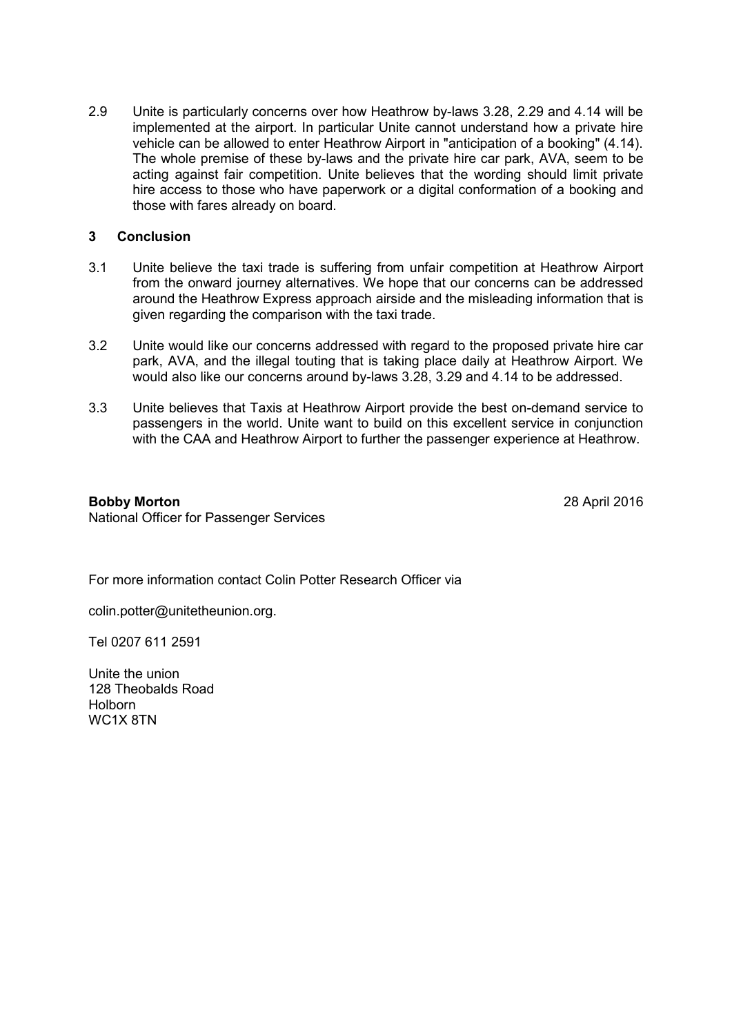2.9 Unite is particularly concerns over how Heathrow by-laws 3.28, 2.29 and 4.14 will be implemented at the airport. In particular Unite cannot understand how a private hire vehicle can be allowed to enter Heathrow Airport in "anticipation of a booking" (4.14). The whole premise of these by-laws and the private hire car park, AVA, seem to be acting against fair competition. Unite believes that the wording should limit private hire access to those who have paperwork or a digital conformation of a booking and those with fares already on board.

## 3 Conclusion

3.1 Unite believe the taxi trade is suffering from unfair competition at Heathrow Airport from the onward journey alternatives. We hope that our concerns can be addressed around the Heathrow Express approach airside and the misleading information that is given regarding the comparison with the taxi trade.

3.2 Unite would like our concerns addressed with regard to the proposed private hire car park, AVA, and the illegal touting that is taking place daily at Heathrow Airport. We would also like our concerns around by-laws 3.28, 3.29 and 4.14 to be addressed.

3.3 Unite believes that Taxis at Heathrow Airport provide the best on-demand service to passengers in the world. Unite want to build on this excellent service in conjunction with the CAA and Heathrow Airport to further the passenger experience at Heathrow.

**Bobby Morton**
National Officer for Passenger Services

28 April 2016

For more information contact Colin Potter Research Officer via

colin.potter@unitetheunion.org.

Tel 0207 611 2591

Unite the union
128 Theobalds Road
Holborn
WC1X 8TN